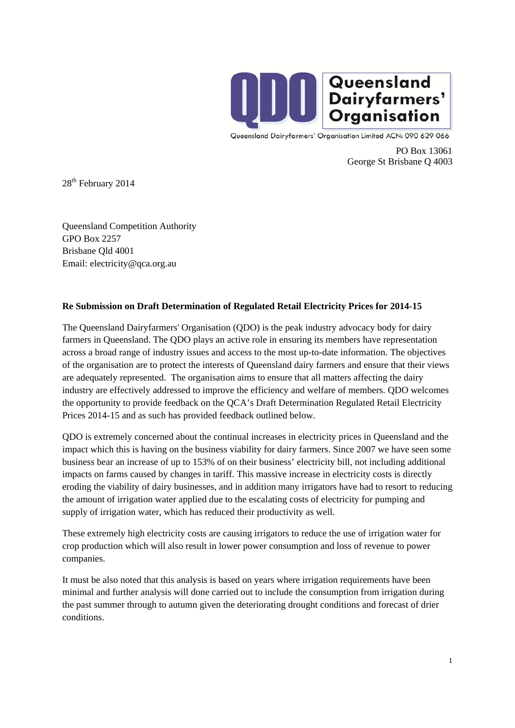Queensland Dairyfarmers' Organisation

Queensland Dairyfarmers' Organisation Limited ACN: 090 629 066

PO Box 13061
George St Brisbane Q 4003

28th February 2014

Queensland Competition Authority
GPO Box 2257
Brisbane Qld 4001
Email: electricity@qca.org.au

**Re Submission on Draft Determination of Regulated Retail Electricity Prices for 2014-15**

The Queensland Dairyfarmers' Organisation (QDO) is the peak industry advocacy body for dairy farmers in Queensland. The QDO plays an active role in ensuring its members have representation across a broad range of industry issues and access to the most up-to-date information. The objectives of the organisation are to protect the interests of Queensland dairy farmers and ensure that their views are adequately represented. The organisation aims to ensure that all matters affecting the dairy industry are effectively addressed to improve the efficiency and welfare of members. QDO welcomes the opportunity to provide feedback on the QCA's Draft Determination Regulated Retail Electricity Prices 2014-15 and as such has provided feedback outlined below.

QDO is extremely concerned about the continual increases in electricity prices in Queensland and the impact which this is having on the business viability for dairy farmers. Since 2007 we have seen some business bear an increase of up to 153% of on their business' electricity bill, not including additional impacts on farms caused by changes in tariff. This massive increase in electricity costs is directly eroding the viability of dairy businesses, and in addition many irrigators have had to resort to reducing the amount of irrigation water applied due to the escalating costs of electricity for pumping and supply of irrigation water, which has reduced their productivity as well.

These extremely high electricity costs are causing irrigators to reduce the use of irrigation water for crop production which will also result in lower power consumption and loss of revenue to power companies.

It must be also noted that this analysis is based on years where irrigation requirements have been minimal and further analysis will done carried out to include the consumption from irrigation during the past summer through to autumn given the deteriorating drought conditions and forecast of drier conditions.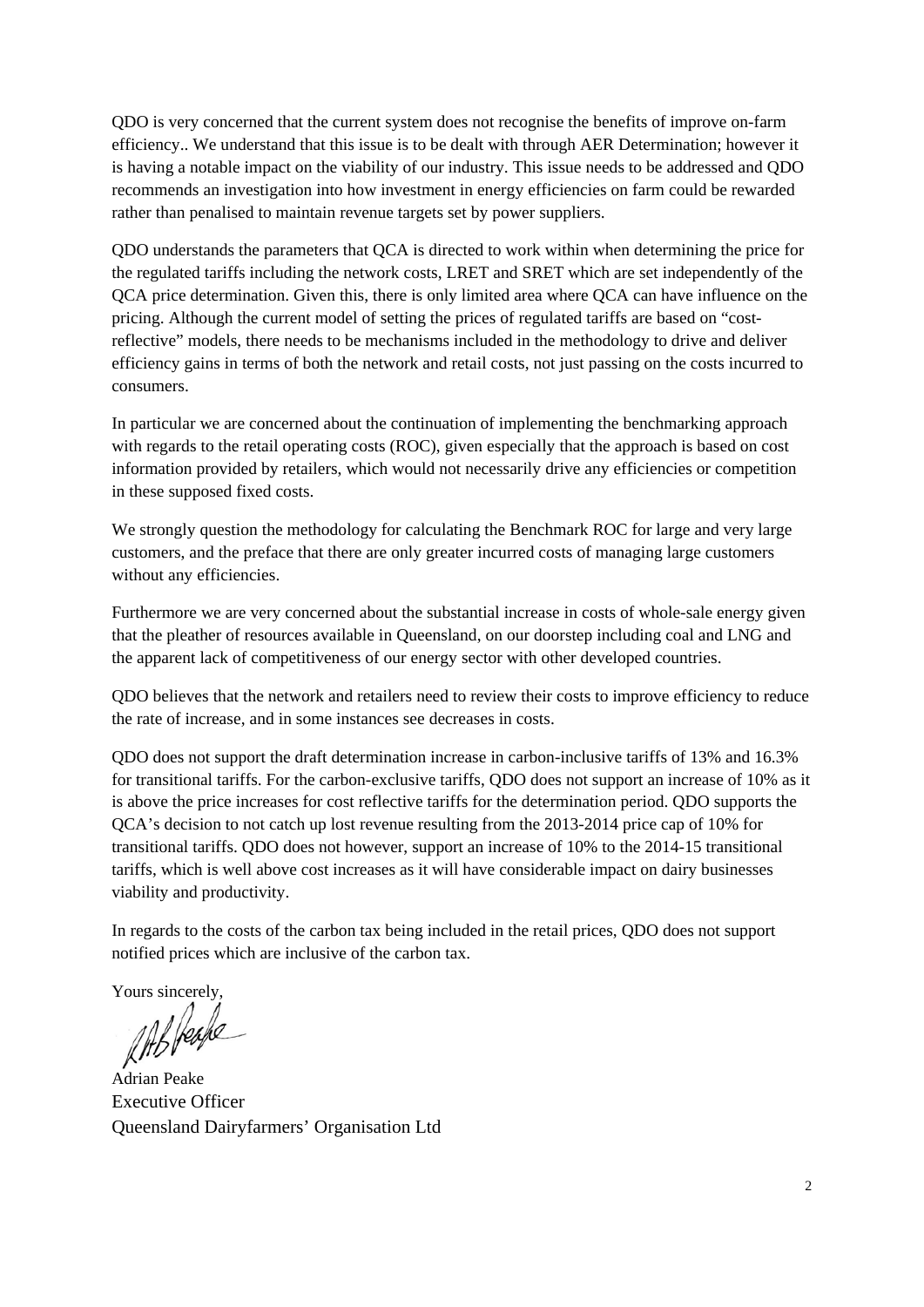QDO is very concerned that the current system does not recognise the benefits of improve on-farm efficiency.. We understand that this issue is to be dealt with through AER Determination; however it is having a notable impact on the viability of our industry. This issue needs to be addressed and QDO recommends an investigation into how investment in energy efficiencies on farm could be rewarded rather than penalised to maintain revenue targets set by power suppliers.

QDO understands the parameters that QCA is directed to work within when determining the price for the regulated tariffs including the network costs, LRET and SRET which are set independently of the QCA price determination. Given this, there is only limited area where QCA can have influence on the pricing. Although the current model of setting the prices of regulated tariffs are based on "cost-reflective" models, there needs to be mechanisms included in the methodology to drive and deliver efficiency gains in terms of both the network and retail costs, not just passing on the costs incurred to consumers.

In particular we are concerned about the continuation of implementing the benchmarking approach with regards to the retail operating costs (ROC), given especially that the approach is based on cost information provided by retailers, which would not necessarily drive any efficiencies or competition in these supposed fixed costs.

We strongly question the methodology for calculating the Benchmark ROC for large and very large customers, and the preface that there are only greater incurred costs of managing large customers without any efficiencies.

Furthermore we are very concerned about the substantial increase in costs of whole-sale energy given that the pleather of resources available in Queensland, on our doorstep including coal and LNG and the apparent lack of competitiveness of our energy sector with other developed countries.

QDO believes that the network and retailers need to review their costs to improve efficiency to reduce the rate of increase, and in some instances see decreases in costs.

QDO does not support the draft determination increase in carbon-inclusive tariffs of 13% and 16.3% for transitional tariffs. For the carbon-exclusive tariffs, QDO does not support an increase of 10% as it is above the price increases for cost reflective tariffs for the determination period. QDO supports the QCA's decision to not catch up lost revenue resulting from the 2013-2014 price cap of 10% for transitional tariffs. QDO does not however, support an increase of 10% to the 2014-15 transitional tariffs, which is well above cost increases as it will have considerable impact on dairy businesses viability and productivity.

In regards to the costs of the carbon tax being included in the retail prices, QDO does not support notified prices which are inclusive of the carbon tax.

Yours sincerely,

Adrian Peake
Executive Officer
Queensland Dairyfarmers' Organisation Ltd